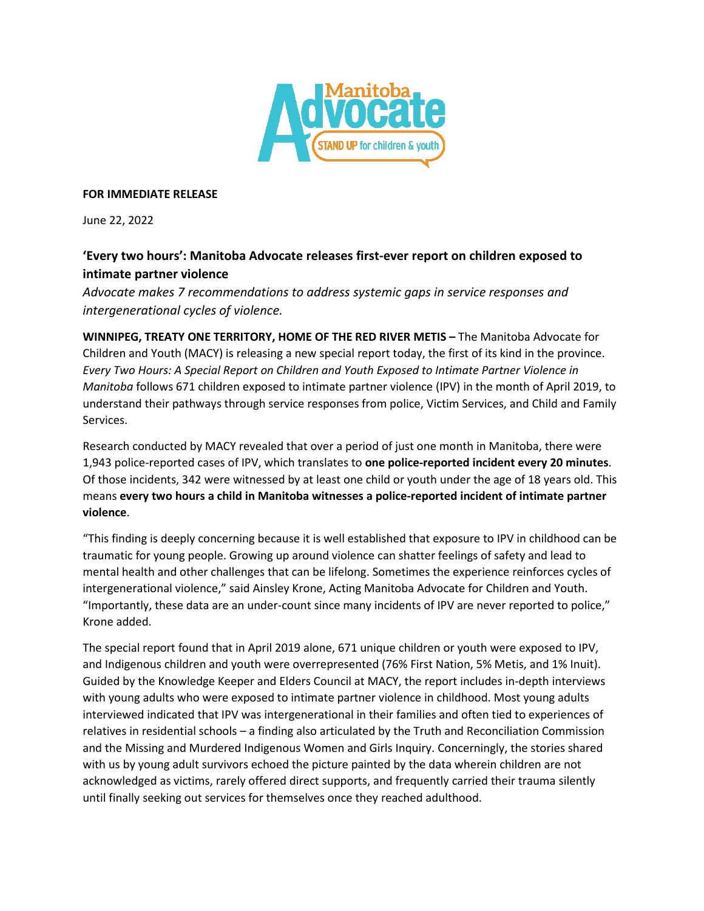**FOR IMMEDIATE RELEASE**

June 22, 2022

## 'Every two hours': Manitoba Advocate releases first-ever report on children exposed to intimate partner violence

*Advocate makes 7 recommendations to address systemic gaps in service responses and intergenerational cycles of violence.*

**WINNIPEG, TREATY ONE TERRITORY, HOME OF THE RED RIVER METIS –** The Manitoba Advocate for Children and Youth (MACY) is releasing a new special report today, the first of its kind in the province. *Every Two Hours: A Special Report on Children and Youth Exposed to Intimate Partner Violence in Manitoba* follows 671 children exposed to intimate partner violence (IPV) in the month of April 2019, to understand their pathways through service responses from police, Victim Services, and Child and Family Services.

Research conducted by MACY revealed that over a period of just one month in Manitoba, there were 1,943 police-reported cases of IPV, which translates to **one police-reported incident every 20 minutes**. Of those incidents, 342 were witnessed by at least one child or youth under the age of 18 years old. This means **every two hours a child in Manitoba witnesses a police-reported incident of intimate partner violence**.

"This finding is deeply concerning because it is well established that exposure to IPV in childhood can be traumatic for young people. Growing up around violence can shatter feelings of safety and lead to mental health and other challenges that can be lifelong. Sometimes the experience reinforces cycles of intergenerational violence," said Ainsley Krone, Acting Manitoba Advocate for Children and Youth. "Importantly, these data are an under-count since many incidents of IPV are never reported to police," Krone added.

The special report found that in April 2019 alone, 671 unique children or youth were exposed to IPV, and Indigenous children and youth were overrepresented (76% First Nation, 5% Metis, and 1% Inuit). Guided by the Knowledge Keeper and Elders Council at MACY, the report includes in-depth interviews with young adults who were exposed to intimate partner violence in childhood. Most young adults interviewed indicated that IPV was intergenerational in their families and often tied to experiences of relatives in residential schools – a finding also articulated by the Truth and Reconciliation Commission and the Missing and Murdered Indigenous Women and Girls Inquiry. Concerningly, the stories shared with us by young adult survivors echoed the picture painted by the data wherein children are not acknowledged as victims, rarely offered direct supports, and frequently carried their trauma silently until finally seeking out services for themselves once they reached adulthood.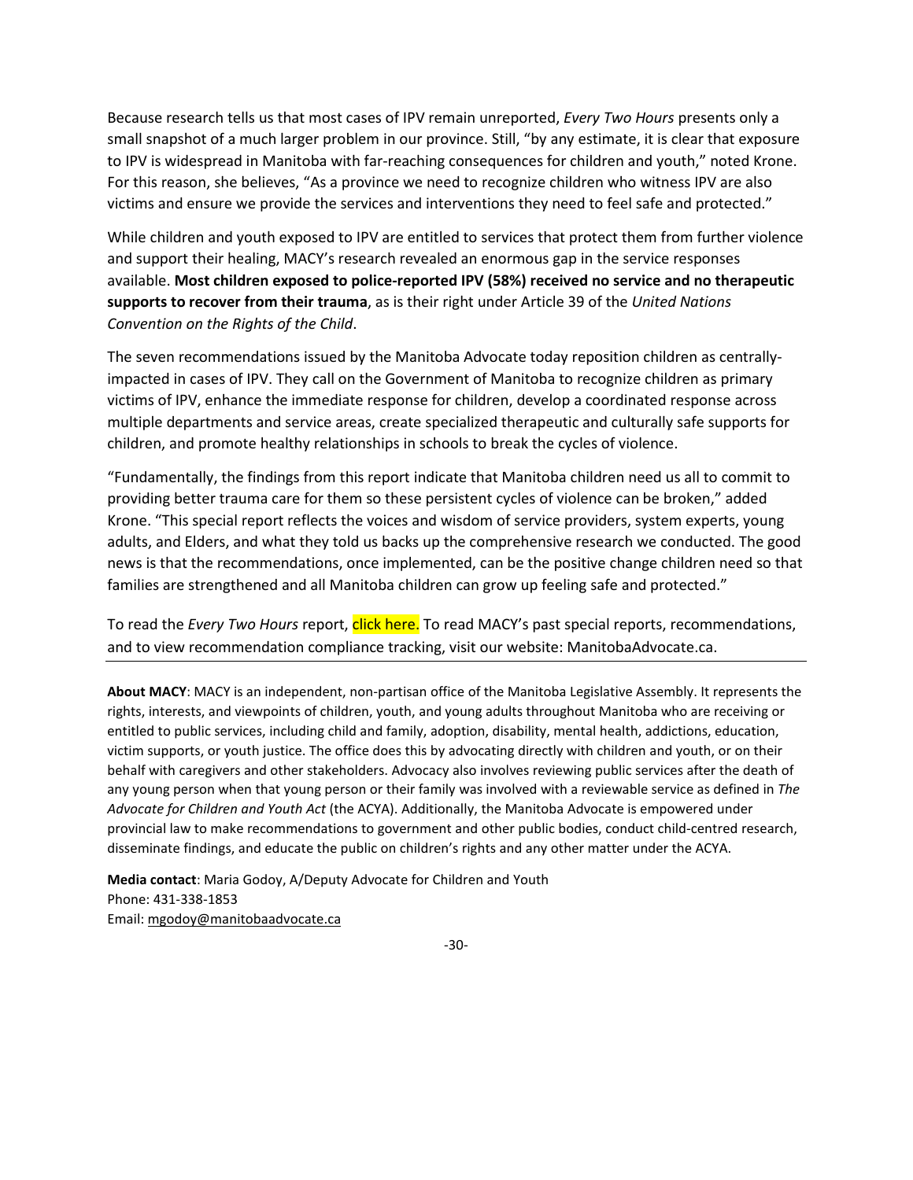Because research tells us that most cases of IPV remain unreported, *Every Two Hours* presents only a small snapshot of a much larger problem in our province. Still, "by any estimate, it is clear that exposure to IPV is widespread in Manitoba with far-reaching consequences for children and youth," noted Krone. For this reason, she believes, "As a province we need to recognize children who witness IPV are also victims and ensure we provide the services and interventions they need to feel safe and protected."

While children and youth exposed to IPV are entitled to services that protect them from further violence and support their healing, MACY's research revealed an enormous gap in the service responses available. **Most children exposed to police-reported IPV (58%) received no service and no therapeutic supports to recover from their trauma**, as is their right under Article 39 of the *United Nations Convention on the Rights of the Child*.

The seven recommendations issued by the Manitoba Advocate today reposition children as centrally-impacted in cases of IPV. They call on the Government of Manitoba to recognize children as primary victims of IPV, enhance the immediate response for children, develop a coordinated response across multiple departments and service areas, create specialized therapeutic and culturally safe supports for children, and promote healthy relationships in schools to break the cycles of violence.

"Fundamentally, the findings from this report indicate that Manitoba children need us all to commit to providing better trauma care for them so these persistent cycles of violence can be broken," added Krone. "This special report reflects the voices and wisdom of service providers, system experts, young adults, and Elders, and what they told us backs up the comprehensive research we conducted. The good news is that the recommendations, once implemented, can be the positive change children need so that families are strengthened and all Manitoba children can grow up feeling safe and protected."

To read the *Every Two Hours* report, click here. To read MACY's past special reports, recommendations, and to view recommendation compliance tracking, visit our website: ManitobaAdvocate.ca.

---

**About MACY**: MACY is an independent, non-partisan office of the Manitoba Legislative Assembly. It represents the rights, interests, and viewpoints of children, youth, and young adults throughout Manitoba who are receiving or entitled to public services, including child and family, adoption, disability, mental health, addictions, education, victim supports, or youth justice. The office does this by advocating directly with children and youth, or on their behalf with caregivers and other stakeholders. Advocacy also involves reviewing public services after the death of any young person when that young person or their family was involved with a reviewable service as defined in *The Advocate for Children and Youth Act* (the ACYA). Additionally, the Manitoba Advocate is empowered under provincial law to make recommendations to government and other public bodies, conduct child-centred research, disseminate findings, and educate the public on children's rights and any other matter under the ACYA.

**Media contact**: Maria Godoy, A/Deputy Advocate for Children and Youth
Phone: 431-338-1853
Email: mgodoy@manitobaadvocate.ca

-30-